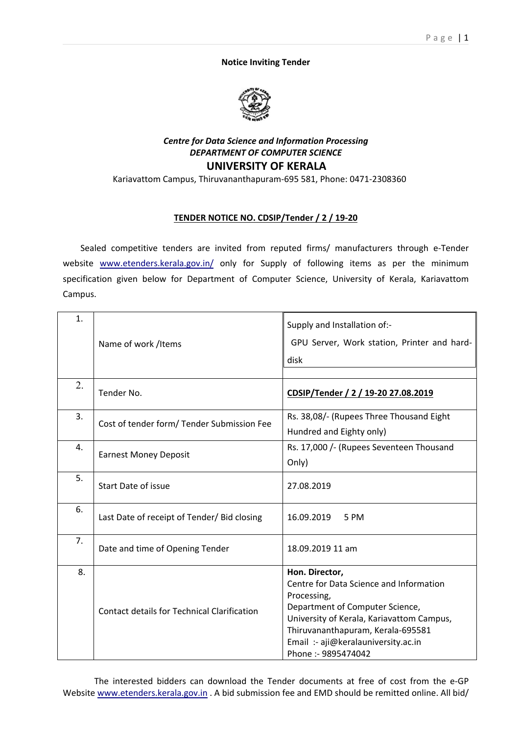**Notice Inviting Tender**

***Centre for Data Science and Information Processing***
***DEPARTMENT OF COMPUTER SCIENCE***
## UNIVERSITY OF KERALA
Kariavattom Campus, Thiruvananthapuram-695 581, Phone: 0471-2308360

**TENDER NOTICE NO. CDSIP/Tender / 2 / 19-20**

Sealed competitive tenders are invited from reputed firms/ manufacturers through e-Tender website www.etenders.kerala.gov.in/ only for Supply of following items as per the minimum specification given below for Department of Computer Science, University of Kerala, Kariavattom Campus.

| | | |
|---|---|---|
| 1. | Name of work /Items | Supply and Installation of:- GPU Server, Work station, Printer and hard-disk |
| 2. | Tender No. | **CDSIP/Tender / 2 / 19-20 27.08.2019** |
| 3. | Cost of tender form/ Tender Submission Fee | Rs. 38,08/- (Rupees Three Thousand Eight Hundred and Eighty only) |
| 4. | Earnest Money Deposit | Rs. 17,000 /- (Rupees Seventeen Thousand Only) |
| 5. | Start Date of issue | 27.08.2019 |
| 6. | Last Date of receipt of Tender/ Bid closing | 16.09.2019 5 PM |
| 7. | Date and time of Opening Tender | 18.09.2019 11 am |
| 8. | Contact details for Technical Clarification | **Hon. Director,** Centre for Data Science and Information Processing, Department of Computer Science, University of Kerala, Kariavattom Campus, Thiruvananthapuram, Kerala-695581 Email :- aji@keralauniversity.ac.in Phone :- 9895474042 |

The interested bidders can download the Tender documents at free of cost from the e-GP Website www.etenders.kerala.gov.in . A bid submission fee and EMD should be remitted online. All bid/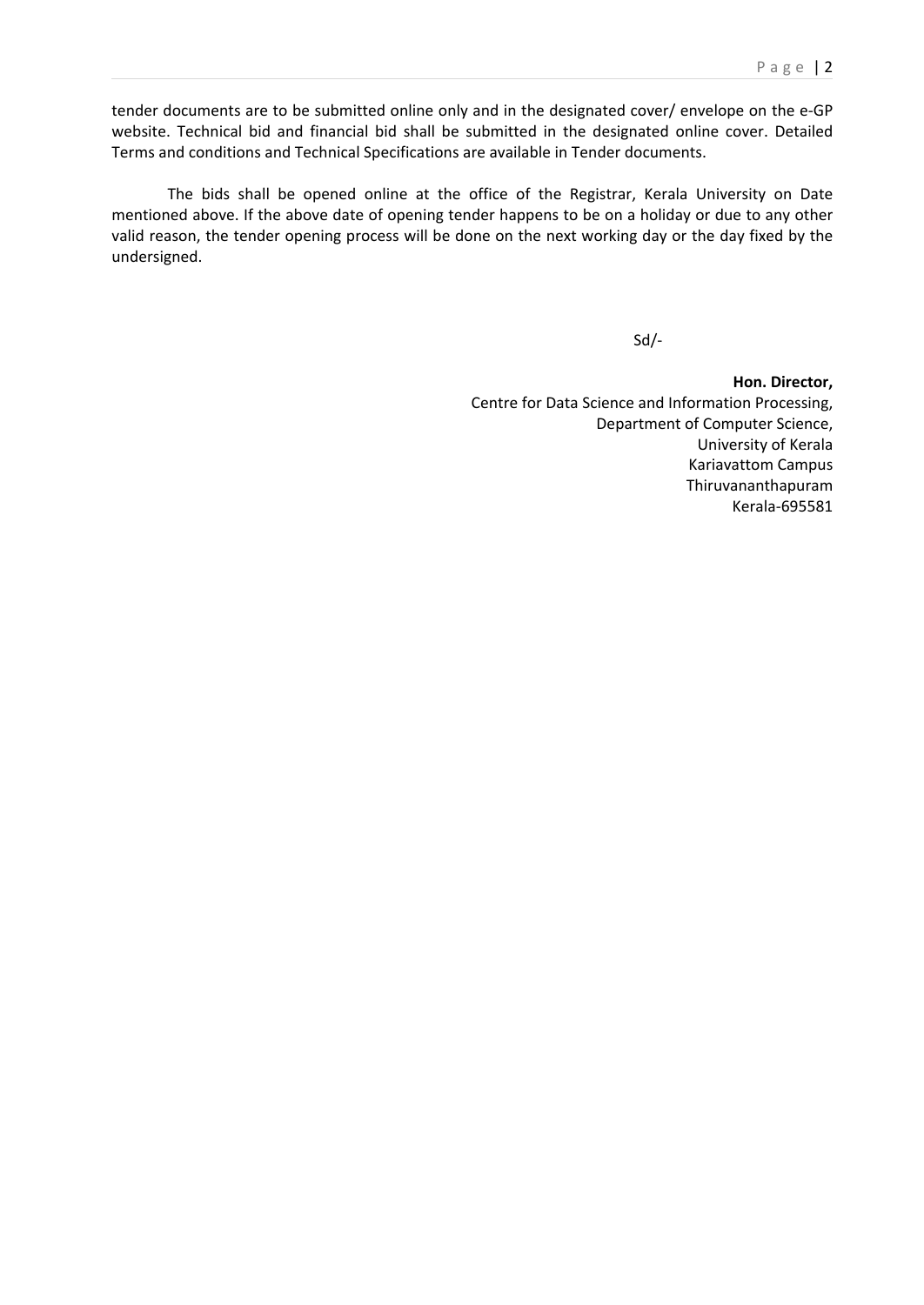tender documents are to be submitted online only and in the designated cover/ envelope on the e-GP website. Technical bid and financial bid shall be submitted in the designated online cover. Detailed Terms and conditions and Technical Specifications are available in Tender documents.

The bids shall be opened online at the office of the Registrar, Kerala University on Date mentioned above. If the above date of opening tender happens to be on a holiday or due to any other valid reason, the tender opening process will be done on the next working day or the day fixed by the undersigned.

Sd/-

**Hon. Director,**
Centre for Data Science and Information Processing,
Department of Computer Science,
University of Kerala
Kariavattom Campus
Thiruvananthapuram
Kerala-695581